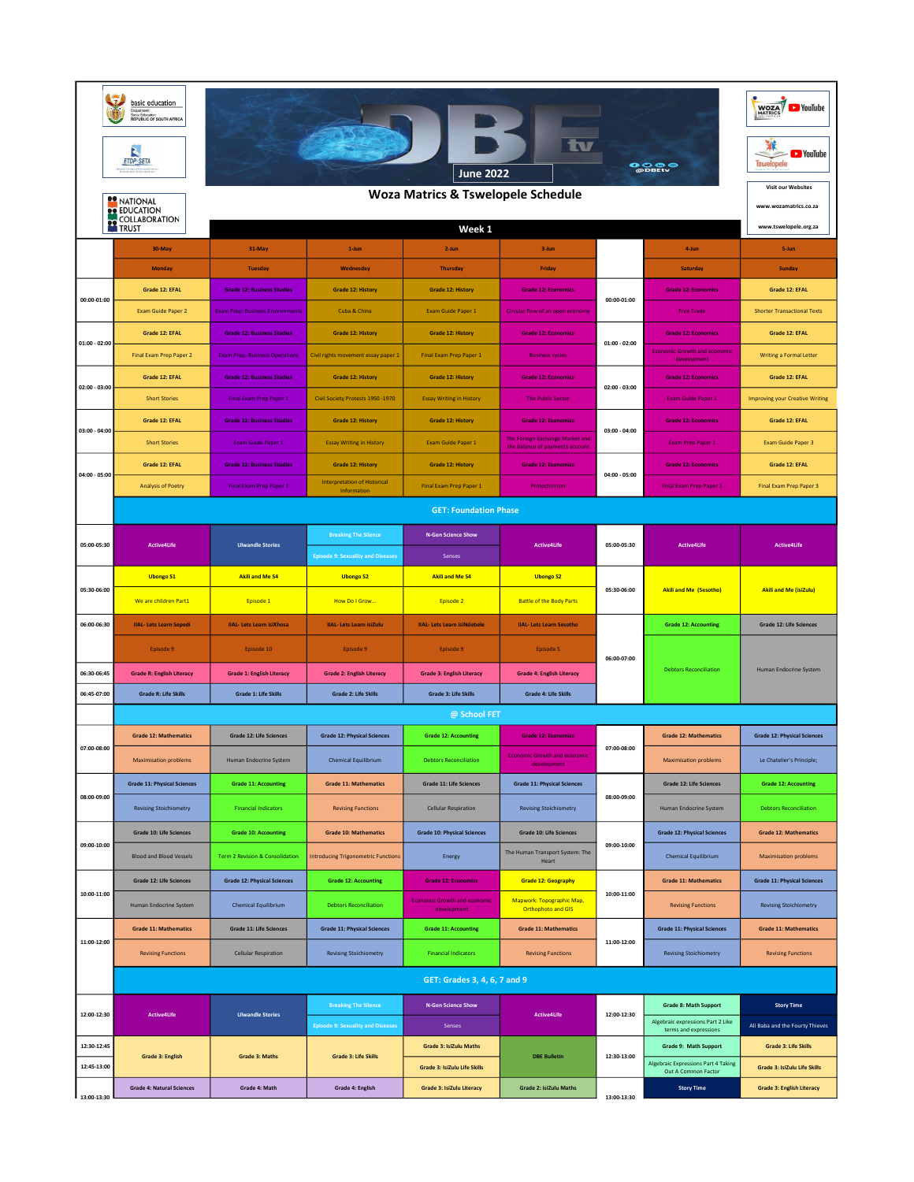basic education — Department: Basic Education, REPUBLIC OF SOUTH AFRICA

ETDP-SETA

NATIONAL EDUCATION COLLABORATION TRUST

DBE tv — June 2022 — @DBEtv

WOZA MATRICS — YouTube

Tswelopele — YouTube

Visit our Websites

www.wozamatrics.co.za

www.tswelopele.org.za

# Woza Matrics & Tswelopele Schedule

## Week 1

| | 30-May | 31-May | 1-Jun | 2-Jun | 3-Jun | | 4-Jun | 5-Jun |
|---|---|---|---|---|---|---|---|---|
| | Monday | Tuesday | Wednesday | Thursday | Friday | | Saturday | Sunday |
| 00:00-01:00 | Grade 12: EFAL | Grade 12: Business Studies | Grade 12: History | Grade 12: History | Grade 12: Economics | 00:00-01:00 | Grade 12: Economics | Grade 12: EFAL |
| | Exam Guide Paper 2 | Exam Prep: Business Environments | Cuba & China | Exam Guide Paper 1 | Circular flow of an open economy | | Free Trade | Shorter Transactional Texts |
| 01:00 - 02:00 | Grade 12: EFAL | Grade 12: Business Studies | Grade 12: History | Grade 12: History | Grade 12: Economics | 01:00 - 02:00 | Grade 12: Economics | Grade 12: EFAL |
| | Final Exam Prep Paper 2 | Exam Prep: Business Operations | Civil rights movement essay paper 1 | Final Exam Prep Paper 1 | Business cycles | | Economic Growth and economic development | Writing a Formal Letter |
| 02:00 - 03:00 | Grade 12: EFAL | Grade 12: Business Studies | Grade 12: History | Grade 12: History | Grade 12: Economics | 02:00 - 03:00 | Grade 12: Economics | Grade 12: EFAL |
| | Short Stories | Final Exam Prep Paper 1 | Civil Society Protests 1950 -1970 | Essay Writing in History | The Public Sector | | Exam Guide Paper 1 | Improving your Creative Writing |
| 03:00 - 04:00 | Grade 12: EFAL | Grade 12: Business Studies | Grade 12: History | Grade 12: History | Grade 12: Economics | 03:00 - 04:00 | Grade 12: Economics | Grade 12: EFAL |
| | Short Stories | Exam Guide Paper 1 | Essay Writing in History | Exam Guide Paper 1 | The Foreign Exchange Market and the balance of payments account | | Exam Prep Paper 1 | Exam Guide Paper 3 |
| 04:00 - 05:00 | Grade 12: EFAL | Grade 12: Business Studies | Grade 12: History | Grade 12: History | Grade 12: Economics | 04:00 - 05:00 | Grade 12: Economics | Grade 12: EFAL |
| | Analysis of Poetry | Final Exam Prep Paper 1 | Interpretation of Historical Information | Final Exam Prep Paper 1 | Protectionism | | Final Exam Prep Paper 1 | Final Exam Prep Paper 3 |
| | **GET: Foundation Phase** | | | | | | | |
| 05:00-05:30 | Active4Life | Ulwandle Stories | Breaking The Silence | N-Gen Science Show | Active4Life | 05:00-05:30 | Active4Life | Active4Life |
| | | | Episode 9: Sexuality and Diseases | Senses | | | | |
| 05:30-06:00 | Ubongo S1 | Akili and Me S4 | Ubongo S2 | Akili and Me S4 | Ubongo S2 | 05:30-06:00 | Akili and Me (Sesotho) | Akili and Me (isiZulu) |
| | We are children Part1 | Episode 1 | How Do I Grow... | Episode 2 | Battle of the Body Parts | | | |
| 06:00-06:30 | IIAL- Lets Learn Sepedi | IIAL- Lets Learn isiXhosa | IIAL- Lets Learn isiZulu | IIAL- Lets Learn isiNdebele | IIAL- Lets Learn Sesotho | 06:00-07:00 | Grade 12: Accounting | Grade 12: Life Sciences |
| | Episode 9 | Episode 10 | Episode 9 | Episode 9 | Episode 5 | | Debtors Reconciliation | Human Endocrine System |
| 06:30-06:45 | Grade R: English Literacy | Grade 1: English Literacy | Grade 2: English Literacy | Grade 3: English Literacy | Grade 4: English Literacy | | | |
| 06:45-07:00 | Grade R: Life Skills | Grade 1: Life Skills | Grade 2: Life Skills | Grade 3: Life Skills | Grade 4: Life Skills | | | |
| | **@ School FET** | | | | | | | |
| 07:00-08:00 | Grade 12: Mathematics | Grade 12: Life Sciences | Grade 12: Physical Sciences | Grade 12: Accounting | Grade 12: Economics | 07:00-08:00 | Grade 12: Mathematics | Grade 12: Physical Sciences |
| | Maximisation problems | Human Endocrine System | Chemical Equilibrium | Debtors Reconciliation | Economic Growth and economic development | | Maximisation problems | Le Chatelier's Principle; |
| 08:00-09:00 | Grade 11: Physical Sciences | Grade 11: Accounting | Grade 11: Mathematics | Grade 11: Life Sciences | Grade 11: Physical Sciences | 08:00-09:00 | Grade 12: Life Sciences | Grade 12: Accounting |
| | Revising Stoichiometry | Financial Indicators | Revising Functions | Cellular Respiration | Revising Stoichiometry | | Human Endocrine System | Debtors Reconciliation |
| 09:00-10:00 | Grade 10: Life Sciences | Grade 10: Accounting | Grade 10: Mathematics | Grade 10: Physical Sciences | Grade 10: Life Sciences | 09:00-10:00 | Grade 12: Physical Sciences | Grade 12: Mathematics |
| | Blood and Blood Vessels | Term 2 Revision & Consolidation | Introducing Trigonometric Functions | Energy | The Human Transport System: The Heart | | Chemical Equilibrium | Maximisation problems |
| 10:00-11:00 | Grade 12: Life Sciences | Grade 12: Physical Sciences | Grade 12: Accounting | Grade 12: Economics | Grade 12: Geography | 10:00-11:00 | Grade 11: Mathematics | Grade 11: Physical Sciences |
| | Human Endocrine System | Chemical Equilibrium | Debtors Reconciliation | Economic Growth and economic development | Mapwork: Topographic Map, Orthophoto and GIS | | Revising Functions | Revising Stoichiometry |
| 11:00-12:00 | Grade 11: Mathematics | Grade 11: Life Sciences | Grade 11: Physical Sciences | Grade 11: Accounting | Grade 11: Mathematics | 11:00-12:00 | Grade 11: Physical Sciences | Grade 11: Mathematics |
| | Revising Functions | Cellular Respiration | Revising Stoichiometry | Financial Indicators | Revising Functions | | Revising Stoichiometry | Revising Functions |
| | **GET: Grades 3, 4, 6, 7 and 9** | | | | | | | |
| 12:00-12:30 | Active4Life | Ulwandle Stories | Breaking The Silence | N-Gen Science Show | Active4Life | 12:00-12:30 | Grade 8: Math Support | Story Time |
| | | | Episode 9: Sexuality and Diseases | Senses | | | Algebraic expressions Part 2 Like terms and expressions | Ali Baba and the Fourty Thieves |
| 12:30-12:45 | Grade 3: English | Grade 3: Maths | Grade 3: Life Skills | Grade 3: IsiZulu Maths | DBE Bulletin | 12:30-13:00 | Grade 9: Math Support | Grade 3: Life Skills |
| 12:45-13:00 | | | | Grade 3: IsiZulu Life Skills | | | Algebraic Expressions Part 4 Taking Out A Common Factor | Grade 3: IsiZulu Life Skills |
| 13:00-13:30 | Grade 4: Natural Sciences | Grade 4: Math | Grade 4: English | Grade 3: IsiZulu Literacy | Grade 2: IsiZulu Maths | 13:00-13:30 | Story Time | Grade 3: English Literacy |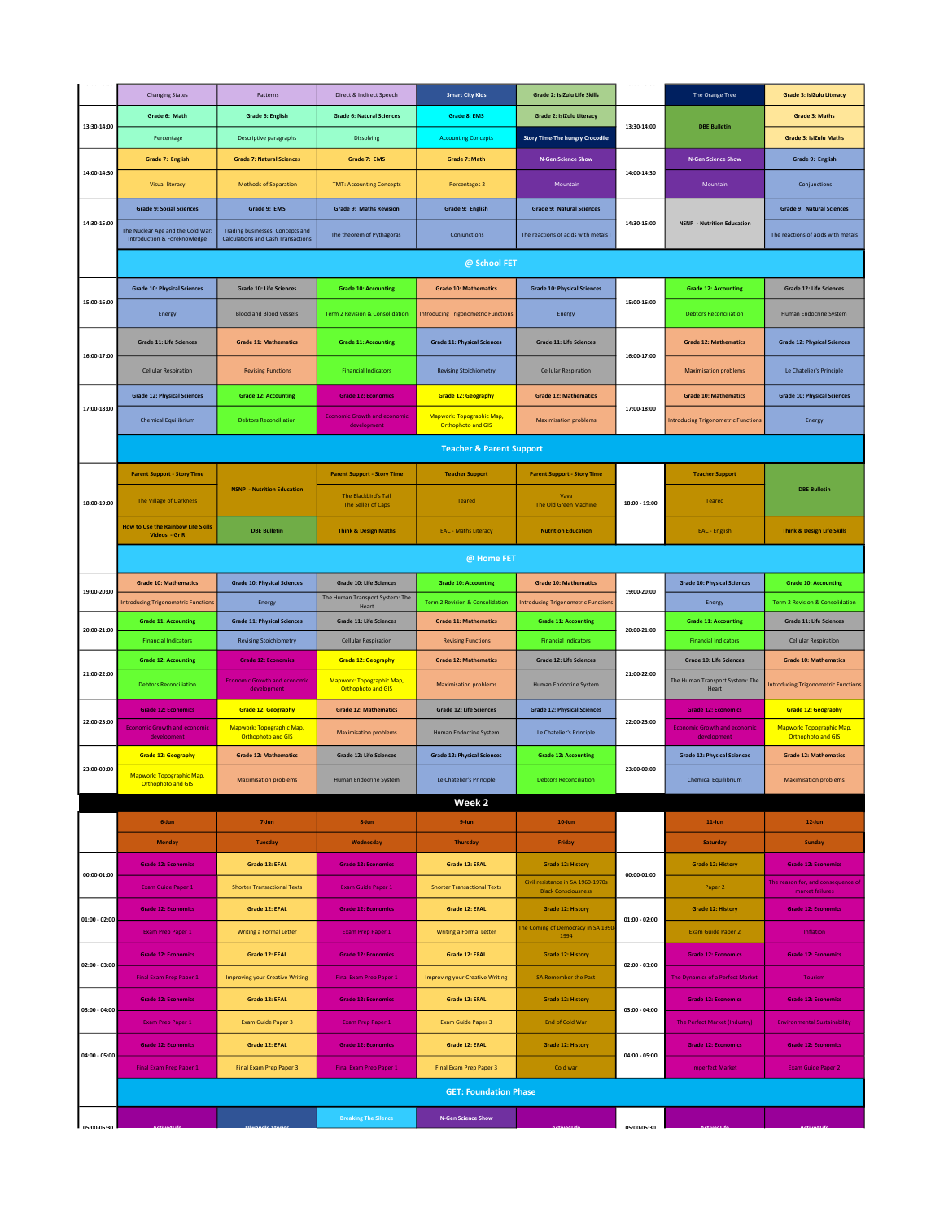| Time | Col1 | Col2 | Col3 | Col4 | Col5 | Time | Col6 | Col7 |
|---|---|---|---|---|---|---|---|---|
| | Changing States | Patterns | Direct & Indirect Speech | Smart City Kids | Grade 2: IsiZulu Life Skills | | The Orange Tree | Grade 3: IsiZulu Literacy |
| 13:30-14:00 | Grade 6: Math | Grade 6: English | Grade 6: Natural Sciences | Grade 8: EMS | Grade 2: IsiZulu Literacy | 13:30-14:00 | DBE Bulletin | Grade 3: Maths |
| | Percentage | Descriptive paragraphs | Dissolving | Accounting Concepts | Story Time-The hungry Crocodile | | | Grade 3: IsiZulu Maths |
| 14:00-14:30 | Grade 7: English | Grade 7: Natural Sciences | Grade 7: EMS | Grade 7: Math | N-Gen Science Show | 14:00-14:30 | N-Gen Science Show | Grade 9: English |
| | Visual literacy | Methods of Separation | TMT: Accounting Concepts | Percentages 2 | Mountain | | Mountain | Conjunctions |
| 14:30-15:00 | Grade 9: Social Sciences | Grade 9: EMS | Grade 9: Maths Revision | Grade 9: English | Grade 9: Natural Sciences | 14:30-15:00 | NSNP - Nutrition Education | Grade 9: Natural Sciences |
| | The Nuclear Age and the Cold War: Introduction & Foreknowledge | Trading businesses: Concepts and Calculations and Cash Transactions | The theorem of Pythagoras | Conjunctions | The reactions of acids with metals I | | | The reactions of acids with metals |
| | **@ School FET** | | | | | | | |
| 15:00-16:00 | Grade 10: Physical Sciences | Grade 10: Life Sciences | Grade 10: Accounting | Grade 10: Mathematics | Grade 10: Physical Sciences | 15:00-16:00 | Grade 12: Accounting | Grade 12: Life Sciences |
| | Energy | Blood and Blood Vessels | Term 2 Revision & Consolidation | Introducing Trigonometric Functions | Energy | | Debtors Reconciliation | Human Endocrine System |
| 16:00-17:00 | Grade 11: Life Sciences | Grade 11: Mathematics | Grade 11: Accounting | Grade 11: Physical Sciences | Grade 11: Life Sciences | 16:00-17:00 | Grade 12: Mathematics | Grade 12: Physical Sciences |
| | Cellular Respiration | Revising Functions | Financial Indicators | Revising Stoichiometry | Cellular Respiration | | Maximisation problems | Le Chatelier's Principle |
| 17:00-18:00 | Grade 12: Physical Sciences | Grade 12: Accounting | Grade 12: Economics | Grade 12: Geography | Grade 12: Mathematics | 17:00-18:00 | Grade 10: Mathematics | Grade 10: Physical Sciences |
| | Chemical Equilibrium | Debtors Reconciliation | Economic Growth and economic development | Mapwork: Topographic Map, Orthophoto and GIS | Maximisation problems | | Introducing Trigonometric Functions | Energy |
| | **Teacher & Parent Support** | | | | | | | |
| 18:00-19:00 | Parent Support - Story Time | NSNP - Nutrition Education | Parent Support - Story Time | Teacher Support | Parent Support - Story Time | 18:00 - 19:00 | Teacher Support | DBE Bulletin |
| | The Village of Darkness | | The Blackbird's Tail The Seller of Caps | Teared | Vava The Old Green Machine | | Teared | |
| | How to Use the Rainbow Life Skills Videos - Gr R | DBE Bulletin | Think & Design Maths | EAC - Maths Literacy | Nutrition Education | | EAC - English | Think & Design Life Skills |
| | **@ Home FET** | | | | | | | |
| 19:00-20:00 | Grade 10: Mathematics | Grade 10: Physical Sciences | Grade 10: Life Sciences | Grade 10: Accounting | Grade 10: Mathematics | 19:00-20:00 | Grade 10: Physical Sciences | Grade 10: Accounting |
| | Introducing Trigonometric Functions | Energy | The Human Transport System: The Heart | Term 2 Revision & Consolidation | Introducing Trigonometric Functions | | Energy | Term 2 Revision & Consolidation |
| 20:00-21:00 | Grade 11: Accounting | Grade 11: Physical Sciences | Grade 11: Life Sciences | Grade 11: Mathematics | Grade 11: Accounting | 20:00-21:00 | Grade 11: Accounting | Grade 11: Life Sciences |
| | Financial Indicators | Revising Stoichiometry | Cellular Respiration | Revising Functions | Financial Indicators | | Financial Indicators | Cellular Respiration |
| 21:00-22:00 | Grade 12: Accounting | Grade 12: Economics | Grade 12: Geography | Grade 12: Mathematics | Grade 12: Life Sciences | 21:00-22:00 | Grade 10: Life Sciences | Grade 10: Mathematics |
| | Debtors Reconciliation | Economic Growth and economic development | Mapwork: Topographic Map, Orthophoto and GIS | Maximisation problems | Human Endocrine System | | The Human Transport System: The Heart | Introducing Trigonometric Functions |
| 22:00-23:00 | Grade 12: Economics | Grade 12: Geography | Grade 12: Mathematics | Grade 12: Life Sciences | Grade 12: Physical Sciences | 22:00-23:00 | Grade 12: Economics | Grade 12: Geography |
| | Economic Growth and economic development | Mapwork: Topographic Map, Orthophoto and GIS | Maximisation problems | Human Endocrine System | Le Chatelier's Principle | | Economic Growth and economic development | Mapwork: Topographic Map, Orthophoto and GIS |
| 23:00-00:00 | Grade 12: Geography | Grade 12: Mathematics | Grade 12: Life Sciences | Grade 12: Physical Sciences | Grade 12: Accounting | 23:00-00:00 | Grade 12: Physical Sciences | Grade 12: Mathematics |
| | Mapwork: Topographic Map, Orthophoto and GIS | Maximisation problems | Human Endocrine System | Le Chatelier's Principle | Debtors Reconciliation | | Chemical Equilibrium | Maximisation problems |

## Week 2

| Time | 6-Jun | 7-Jun | 8-Jun | 9-Jun | 10-Jun | Time | 11-Jun | 12-Jun |
|---|---|---|---|---|---|---|---|---|
| | Monday | Tuesday | Wednesday | Thursday | Friday | | Saturday | Sunday |
| 00:00-01:00 | Grade 12: Economics | Grade 12: EFAL | Grade 12: Economics | Grade 12: EFAL | Grade 12: History | 00:00-01:00 | Grade 12: History | Grade 12: Economics |
| | Exam Guide Paper 1 | Shorter Transactional Texts | Exam Guide Paper 1 | Shorter Transactional Texts | Civil resistance in SA 1960-1970s Black Consciousness | | Paper 2 | The reason for, and consequence of market failures |
| 01:00 - 02:00 | Grade 12: Economics | Grade 12: EFAL | Grade 12: Economics | Grade 12: EFAL | Grade 12: History | 01:00 - 02:00 | Grade 12: History | Grade 12: Economics |
| | Exam Prep Paper 1 | Writing a Formal Letter | Exam Prep Paper 1 | Writing a Formal Letter | The Coming of Democracy in SA 1990-1994 | | Exam Guide Paper 2 | Inflation |
| 02:00 - 03:00 | Grade 12: Economics | Grade 12: EFAL | Grade 12: Economics | Grade 12: EFAL | Grade 12: History | 02:00 - 03:00 | Grade 12: Economics | Grade 12: Economics |
| | Final Exam Prep Paper 1 | Improving your Creative Writing | Final Exam Prep Paper 1 | Improving your Creative Writing | SA Remember the Past | | The Dynamics of a Perfect Market | Tourism |
| 03:00 - 04:00 | Grade 12: Economics | Grade 12: EFAL | Grade 12: Economics | Grade 12: EFAL | Grade 12: History | 03:00 - 04:00 | Grade 12: Economics | Grade 12: Economics |
| | Exam Prep Paper 1 | Exam Guide Paper 3 | Exam Prep Paper 1 | Exam Guide Paper 3 | End of Cold War | | The Perfect Market (Industry) | Environmental Sustainability |
| 04:00 - 05:00 | Grade 12: Economics | Grade 12: EFAL | Grade 12: Economics | Grade 12: EFAL | Grade 12: History | 04:00 - 05:00 | Grade 12: Economics | Grade 12: Economics |
| | Final Exam Prep Paper 1 | Final Exam Prep Paper 3 | Final Exam Prep Paper 1 | Final Exam Prep Paper 3 | Cold war | | Imperfect Market | Exam Guide Paper 2 |
| | **GET: Foundation Phase** | | | | | | | |
| 05:00-05:30 | ActiveLife | Ulwandle Stories | Breaking The Silence | N-Gen Science Show | ActiveLife | 05:00-05:30 | ActiveLife | ActiveLife |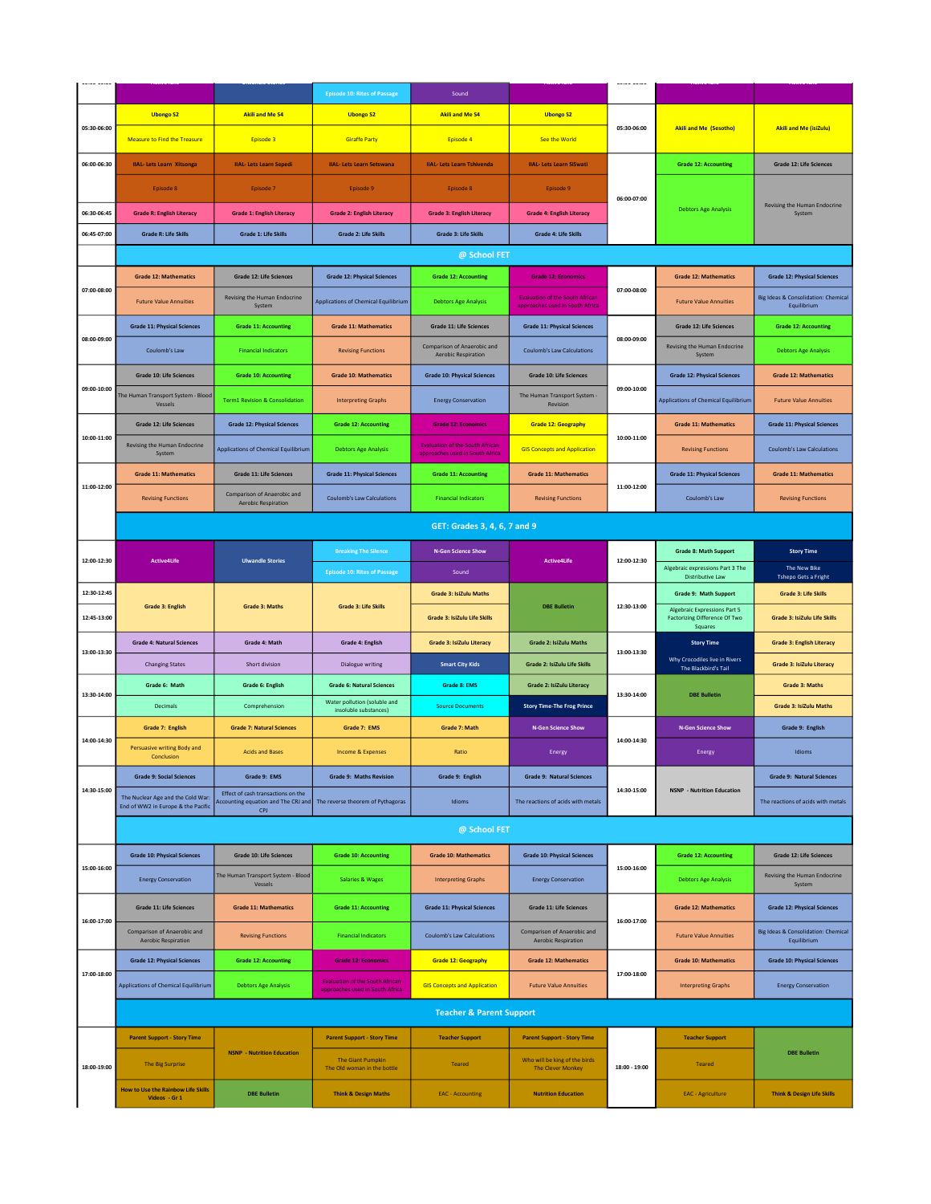| Time | | | | | | Time | | |
|---|---|---|---|---|---|---|---|---|
| | | | Episode 10: Rites of Passage | Sound | | | | |
| 05:30-06:00 | Ubongo S2 – Measure to Find the Treasure | Akili and Me S4 – Episode 3 | Ubongo S2 – Giraffe Party | Akili and Me S4 – Episode 4 | Ubongo S2 – See the World | 05:30-06:00 | Akili and Me (Sesotho) | Akili and Me (isiZulu) |
| 06:00-06:30 | IIAL- Lets Learn Xitsonga – Episode 8 | IIAL- Lets Learn Sepedi – Episode 7 | IIAL- Lets Learn Setswana – Episode 9 | IIAL- Lets Learn Tshivenda – Episode 8 | IIAL- Lets Learn SiSwati – Episode 9 | 06:00-07:00 | Grade 12: Accounting – Debtors Age Analysis | Grade 12: Life Sciences – Revising the Human Endocrine System |
| 06:30-06:45 | Grade R: English Literacy | Grade 1: English Literacy | Grade 2: English Literacy | Grade 3: English Literacy | Grade 4: English Literacy | | | |
| 06:45-07:00 | Grade R: Life Skills | Grade 1: Life Skills | Grade 2: Life Skills | Grade 3: Life Skills | Grade 4: Life Skills | | | |
| | **@ School FET** | | | | | | | |
| 07:00-08:00 | Grade 12: Mathematics – Future Value Annuities | Grade 12: Life Sciences – Revising the Human Endocrine System | Grade 12: Physical Sciences – Applications of Chemical Equilibrium | Grade 12: Accounting – Debtors Age Analysis | Grade 12: Economics – Evaluation of the South African approaches used in South Africa | 07:00-08:00 | Grade 12: Mathematics – Future Value Annuities | Grade 12: Physical Sciences – Big Ideas & Consolidation: Chemical Equilibrium |
| 08:00-09:00 | Grade 11: Physical Sciences – Coulomb's Law | Grade 11: Accounting – Financial Indicators | Grade 11: Mathematics – Revising Functions | Grade 11: Life Sciences – Comparison of Anaerobic and Aerobic Respiration | Grade 11: Physical Sciences – Coulomb's Law Calculations | 08:00-09:00 | Grade 12: Life Sciences – Revising the Human Endocrine System | Grade 12: Accounting – Debtors Age Analysis |
| 09:00-10:00 | Grade 10: Life Sciences – The Human Transport System - Blood Vessels | Grade 10: Accounting – Term1 Revision & Consolidation | Grade 10: Mathematics – Interpreting Graphs | Grade 10: Physical Sciences – Energy Conservation | Grade 10: Life Sciences – The Human Transport System - Revision | 09:00-10:00 | Grade 12: Physical Sciences – Applications of Chemical Equilibrium | Grade 12: Mathematics – Future Value Annuities |
| 10:00-11:00 | Grade 12: Life Sciences – Revising the Human Endocrine System | Grade 12: Physical Sciences – Applications of Chemical Equilibrium | Grade 12: Accounting – Debtors Age Analysis | Grade 12: Economics – Evaluation of the South African approaches used in South Africa | Grade 12: Geography – GIS Concepts and Application | 10:00-11:00 | Grade 11: Mathematics – Revising Functions | Grade 11: Physical Sciences – Coulomb's Law Calculations |
| 11:00-12:00 | Grade 11: Mathematics – Revising Functions | Grade 11: Life Sciences – Comparison of Anaerobic and Aerobic Respiration | Grade 11: Physical Sciences – Coulomb's Law Calculations | Grade 11: Accounting – Financial Indicators | Grade 11: Mathematics – Revising Functions | 11:00-12:00 | Grade 11: Physical Sciences – Coulomb's Law | Grade 11: Mathematics – Revising Functions |
| | **GET: Grades 3, 4, 6, 7 and 9** | | | | | | | |
| 12:00-12:30 | Active4Life | Ulwandle Stories | Breaking The Silence / Episode 10: Rites of Passage | N-Gen Science Show – Sound | Active4Life | 12:00-12:30 | Grade 8: Math Support – Algebraic expressions Part 3 The Distributive Law | Story Time – The New Bike / Tshepo Gets a Fright |
| 12:30-12:45 | Grade 3: English | Grade 3: Maths | Grade 3: Life Skills | Grade 3: IsiZulu Maths | DBE Bulletin | 12:30-13:00 | Grade 9: Math Support – Algebraic Expressions Part 5 Factorizing Difference Of Two Squares | Grade 3: Life Skills |
| 12:45-13:00 | | | | Grade 3: IsiZulu Life Skills | | | | Grade 3: IsiZulu Life Skills |
| 13:00-13:30 | Grade 4: Natural Sciences – Changing States | Grade 4: Math – Short division | Grade 4: English – Dialogue writing | Grade 3: IsiZulu Literacy / Smart City Kids | Grade 2: IsiZulu Maths / Grade 2: IsiZulu Life Skills | 13:00-13:30 | Story Time – Why Crocodiles live in Rivers / The Blackbird's Tail | Grade 3: English Literacy / Grade 3: IsiZulu Literacy |
| 13:30-14:00 | Grade 6: Math – Decimals | Grade 6: English – Comprehension | Grade 6: Natural Sciences – Water pollution (soluble and insoluble substances) | Grade 8: EMS – Source Documents | Grade 2: IsiZulu Literacy / Story Time-The Frog Prince | 13:30-14:00 | DBE Bulletin | Grade 3: Maths / Grade 3: IsiZulu Maths |
| 14:00-14:30 | Grade 7: English – Persuasive writing Body and Conclusion | Grade 7: Natural Sciences – Acids and Bases | Grade 7: EMS – Income & Expenses | Grade 7: Math – Ratio | N-Gen Science Show – Energy | 14:00-14:30 | N-Gen Science Show – Energy | Grade 9: English – Idioms |
| 14:30-15:00 | Grade 9: Social Sciences – The Nuclear Age and the Cold War: End of WW2 in Europe & the Pacific | Grade 9: EMS – Effect of cash transactions on the Accounting equation and The CRJ and CPJ | Grade 9: Maths Revision – The reverse theorem of Pythagoras | Grade 9: English – Idioms | Grade 9: Natural Sciences – The reactions of acids with metals | 14:30-15:00 | NSNP - Nutrition Education | Grade 9: Natural Sciences – The reactions of acids with metals |
| | **@ School FET** | | | | | | | |
| 15:00-16:00 | Grade 10: Physical Sciences – Energy Conservation | Grade 10: Life Sciences – The Human Transport System - Blood Vessels | Grade 10: Accounting – Salaries & Wages | Grade 10: Mathematics – Interpreting Graphs | Grade 10: Physical Sciences – Energy Conservation | 15:00-16:00 | Grade 12: Accounting – Debtors Age Analysis | Grade 12: Life Sciences – Revising the Human Endocrine System |
| 16:00-17:00 | Grade 11: Life Sciences – Comparison of Anaerobic and Aerobic Respiration | Grade 11: Mathematics – Revising Functions | Grade 11: Accounting – Financial Indicators | Grade 11: Physical Sciences – Coulomb's Law Calculations | Grade 11: Life Sciences – Comparison of Anaerobic and Aerobic Respiration | 16:00-17:00 | Grade 12: Mathematics – Future Value Annuities | Grade 12: Physical Sciences – Big Ideas & Consolidation: Chemical Equilibrium |
| 17:00-18:00 | Grade 12: Physical Sciences – Applications of Chemical Equilibrium | Grade 12: Accounting – Debtors Age Analysis | Grade 12: Economics – Evaluation of the South African approaches used in South Africa | Grade 12: Geography – GIS Concepts and Application | Grade 12: Mathematics – Future Value Annuities | 17:00-18:00 | Grade 10: Mathematics – Interpreting Graphs | Grade 10: Physical Sciences – Energy Conservation |
| | **Teacher & Parent Support** | | | | | | | |
| 18:00-19:00 | Parent Support - Story Time – The Big Surprise | NSNP - Nutrition Education | Parent Support - Story Time – The Giant Pumpkin / The Old woman in the bottle | Teacher Support – Teared | Parent Support - Story Time – Who will be king of the birds / The Clever Monkey | 18:00 - 19:00 | Teacher Support – Teared | DBE Bulletin |
| | How to Use the Rainbow Life Skills Videos - Gr 1 | DBE Bulletin | Think & Design Maths | EAC - Accounting | Nutrition Education | | EAC - Agriculture | Think & Design Life Skills |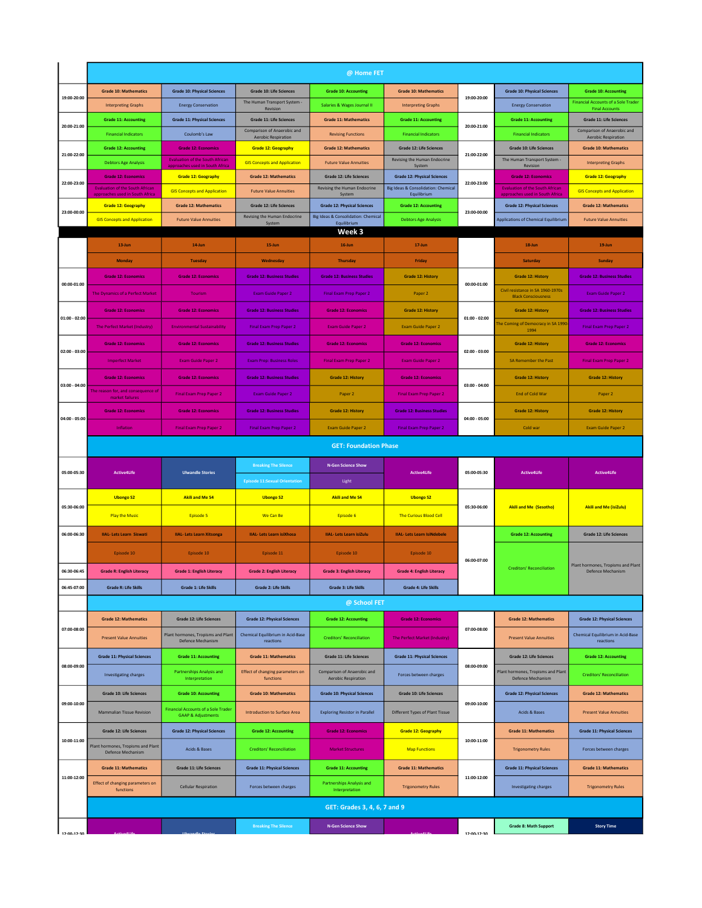## @ Home FET

| Time | | | | | | Time | | |
|---|---|---|---|---|---|---|---|---|
| 19:00-20:00 | Grade 10: Mathematics<br>Interpreting Graphs | Grade 10: Physical Sciences<br>Energy Conservation | Grade 10: Life Sciences<br>The Human Transport System - Revision | Grade 10: Accounting<br>Salaries & Wages Journal II | Grade 10: Mathematics<br>Interpreting Graphs | 19:00-20:00 | Grade 10: Physical Sciences<br>Energy Conservation | Grade 10: Accounting<br>Financial Accounts of a Sole Trader Final Accounts |
| 20:00-21:00 | Grade 11: Accounting<br>Financial Indicators | Grade 11: Physical Sciences<br>Coulomb's Law | Grade 11: Life Sciences<br>Comparison of Anaerobic and Aerobic Respiration | Grade 11: Mathematics<br>Revising Functions | Grade 11: Accounting<br>Financial Indicators | 20:00-21:00 | Grade 11: Accounting<br>Financial Indicators | Grade 11: Life Sciences<br>Comparison of Anaerobic and Aerobic Respiration |
| 21:00-22:00 | Grade 12: Accounting<br>Debtors Age Analysis | Grade 12: Economics<br>Evaluation of the South African approaches used in South Africa | Grade 12: Geography<br>GIS Concepts and Application | Grade 12: Mathematics<br>Future Value Annuities | Grade 12: Life Sciences<br>Revising the Human Endocrine System | 21:00-22:00 | Grade 10: Life Sciences<br>The Human Transport System - Revision | Grade 10: Mathematics<br>Interpreting Graphs |
| 22:00-23:00 | Grade 12: Economics<br>Evaluation of the South African approaches used in South Africa | Grade 12: Geography<br>GIS Concepts and Application | Grade 12: Mathematics<br>Future Value Annuities | Grade 12: Life Sciences<br>Revising the Human Endocrine System | Grade 12: Physical Sciences<br>Big Ideas & Consolidation: Chemical Equilibrium | 22:00-23:00 | Grade 12: Economics<br>Evaluation of the South African approaches used in South Africa | Grade 12: Geography<br>GIS Concepts and Application |
| 23:00-00:00 | Grade 12: Geography<br>GIS Concepts and Application | Grade 12: Mathematics<br>Future Value Annuities | Grade 12: Life Sciences<br>Revising the Human Endocrine System | Grade 12: Physical Sciences<br>Big Ideas & Consolidation: Chemical Equilibrium | Grade 12: Accounting<br>Debtors Age Analysis | 23:00-00:00 | Grade 12: Physical Sciences<br>Applications of Chemical Equilibrium | Grade 12: Mathematics<br>Future Value Annuities |

## Week 3

| Time | 13-Jun<br>Monday | 14-Jun<br>Tuesday | 15-Jun<br>Wednesday | 16-Jun<br>Thursday | 17-Jun<br>Friday | Time | 18-Jun<br>Saturday | 19-Jun<br>Sunday |
|---|---|---|---|---|---|---|---|---|
| 00:00-01:00 | Grade 12: Economics<br>The Dynamics of a Perfect Market | Grade 12: Economics<br>Tourism | Grade 12: Business Studies<br>Exam Guide Paper 2 | Grade 12: Business Studies<br>Final Exam Prep Paper 2 | Grade 12: History<br>Paper 2 | 00:00-01:00 | Grade 12: History<br>Civil resistance in SA 1960-1970s Black Consciousness | Grade 12: Business Studies<br>Exam Guide Paper 2 |
| 01:00 - 02:00 | Grade 12: Economics<br>The Perfect Market (Industry) | Grade 12: Economics<br>Environmental Sustainability | Grade 12: Business Studies<br>Final Exam Prep Paper 2 | Grade 12: Economics<br>Exam Guide Paper 2 | Grade 12: History<br>Exam Guide Paper 2 | 01:00 - 02:00 | Grade 12: History<br>The Coming of Democracy in SA 1990-1994 | Grade 12: Business Studies<br>Final Exam Prep Paper 2 |
| 02:00 - 03:00 | Grade 12: Economics<br>Imperfect Market | Grade 12: Economics<br>Exam Guide Paper 2 | Grade 12: Business Studies<br>Exam Prep: Business Roles | Grade 12: Economics<br>Final Exam Prep Paper 2 | Grade 12: Economics<br>Exam Guide Paper 2 | 02:00 - 03:00 | Grade 12: History<br>SA Remember the Past | Grade 12: Economics<br>Final Exam Prep Paper 2 |
| 03:00 - 04:00 | Grade 12: Economics<br>The reason for, and consequence of market failures | Grade 12: Economics<br>Final Exam Prep Paper 2 | Grade 12: Business Studies<br>Exam Guide Paper 2 | Grade 12: History<br>Paper 2 | Grade 12: Economics<br>Final Exam Prep Paper 2 | 03:00 - 04:00 | Grade 12: History<br>End of Cold War | Grade 12: History<br>Paper 2 |
| 04:00 - 05:00 | Grade 12: Economics<br>Inflation | Grade 12: Economics<br>Final Exam Prep Paper 2 | Grade 12: Business Studies<br>Final Exam Prep Paper 2 | Grade 12: History<br>Exam Guide Paper 2 | Grade 12: Business Studies<br>Final Exam Prep Paper 2 | 04:00 - 05:00 | Grade 12: History<br>Cold war | Grade 12: History<br>Exam Guide Paper 2 |

## GET: Foundation Phase

| Time | | | | | | Time | | |
|---|---|---|---|---|---|---|---|---|
| 05:00-05:30 | Active4Life | Ulwandle Stories | Breaking The Silence<br>Episode 11:Sexual Orientation | N-Gen Science Show<br>Light | Active4Life | 05:00-05:30 | Active4Life | Active4Life |
| 05:30-06:00 | Ubongo S2<br>Play the Music | Akili and Me S4<br>Episode 5 | Ubongo S2<br>We Can Be | Akili and Me S4<br>Episode 6 | Ubongo S2<br>The Curious Blood Cell | 05:30-06:00 | Akili and Me (Sesotho) | Akili and Me (isiZulu) |
| 06:00-06:30 | IIAL- Lets Learn Siswati<br>Episode 10 | IIAL- Lets Learn Xitsonga<br>Episode 10 | IIAL- Lets Learn isiXhosa<br>Episode 11 | IIAL- Lets Learn isiZulu<br>Episode 10 | IIAL- Lets Learn IsiNdebele<br>Episode 10 | 06:00-07:00 | Grade 12: Accounting<br>Creditors' Reconciliation | Grade 12: Life Sciences<br>Plant hormones, Tropisms and Plant Defence Mechanism |
| 06:30-06:45 | Grade R: English Literacy | Grade 1: English Literacy | Grade 2: English Literacy | Grade 3: English Literacy | Grade 4: English Literacy | | | |
| 06:45-07:00 | Grade R: Life Skills | Grade 1: Life Skills | Grade 2: Life Skills | Grade 3: Life Skills | Grade 4: Life Skills | | | |

## @ School FET

| Time | | | | | | Time | | |
|---|---|---|---|---|---|---|---|---|
| 07:00-08:00 | Grade 12: Mathematics<br>Present Value Annuities | Grade 12: Life Sciences<br>Plant hormones, Tropisms and Plant Defence Mechanism | Grade 12: Physical Sciences<br>Chemical Equilibrium in Acid-Base reactions | Grade 12: Accounting<br>Creditors' Reconciliation | Grade 12: Economics<br>The Perfect Market (Industry) | 07:00-08:00 | Grade 12: Mathematics<br>Present Value Annuities | Grade 12: Physical Sciences<br>Chemical Equilibrium in Acid-Base reactions |
| 08:00-09:00 | Grade 11: Physical Sciences<br>Investigating charges | Grade 11: Accounting<br>Partnerships Analysis and Interpretation | Grade 11: Mathematics<br>Effect of changing parameters on functions | Grade 11: Life Sciences<br>Comparison of Anaerobic and Aerobic Respiration | Grade 11: Physical Sciences<br>Forces between charges | 08:00-09:00 | Grade 12: Life Sciences<br>Plant hormones, Tropisms and Plant Defence Mechanism | Grade 12: Accounting<br>Creditors' Reconciliation |
| 09:00-10:00 | Grade 10: Life Sciences<br>Mammalian Tissue Revision | Grade 10: Accounting<br>Financial Accounts of a Sole Trader GAAP & Adjustments | Grade 10: Mathematics<br>Introduction to Surface Area | Grade 10: Physical Sciences<br>Exploring Resistor in Parallel | Grade 10: Life Sciences<br>Different Types of Plant Tissue | 09:00-10:00 | Grade 12: Physical Sciences<br>Acids & Bases | Grade 12: Mathematics<br>Present Value Annuities |
| 10:00-11:00 | Grade 12: Life Sciences<br>Plant hormones, Tropisms and Plant Defence Mechanism | Grade 12: Physical Sciences<br>Acids & Bases | Grade 12: Accounting<br>Creditors' Reconciliation | Grade 12: Economics<br>Market Structures | Grade 12: Geography<br>Map Functions | 10:00-11:00 | Grade 11: Mathematics<br>Trigonometry Rules | Grade 11: Physical Sciences<br>Forces between charges |
| 11:00-12:00 | Grade 11: Mathematics<br>Effect of changing parameters on functions | Grade 11: Life Sciences<br>Cellular Respiration | Grade 11: Physical Sciences<br>Forces between charges | Grade 11: Accounting<br>Partnerships Analysis and Interpretation | Grade 11: Mathematics<br>Trigonometry Rules | 11:00-12:00 | Grade 11: Physical Sciences<br>Investigating charges | Grade 11: Mathematics<br>Trigonometry Rules |

## GET: Grades 3, 4, 6, 7 and 9

| Time | | | | | | Time | | |
|---|---|---|---|---|---|---|---|---|
| 12:00-12:30 | Active4Life | Ulwandle Stories | Breaking The Silence | N-Gen Science Show | Active4Life | 12:00-12:30 | Grade 8: Math Support | Story Time |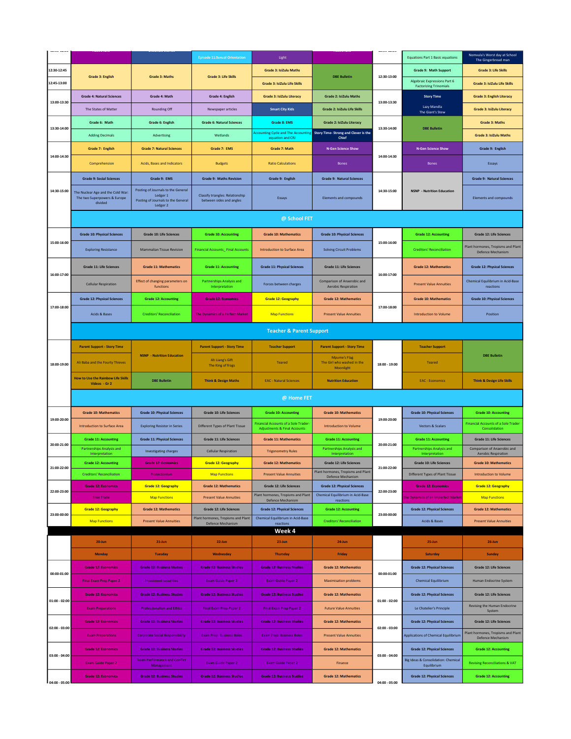| Time | Monday | Tuesday | Wednesday | Thursday | Friday | Time | Saturday | Sunday |
|---|---|---|---|---|---|---|---|---|
| | | | Episode 11: Sexual Orientation | Light | | | Equations Part 1 Basic equations | Nomvula's Worst day at School The Gingerbread man |
| 12:30-12:45 | Grade 3: English | Grade 3: Maths | Grade 3: Life Skills | Grade 3: IsiZulu Maths | DBE Bulletin | 12:30-13:00 | Grade 9: Math Support | Grade 3: Life Skills |
| 12:45-13:00 | | | | Grade 3: IsiZulu Life Skills | | | Algebraic Expressions Part 6 Factorizing Trinomials | Grade 3: IsiZulu Life Skills |
| 13:00-13:30 | Grade 4: Natural Sciences | Grade 4: Math | Grade 4: English | Grade 3: IsiZulu Literacy | Grade 2: IsiZulu Maths | 13:00-13:30 | Story Time | Grade 3: English Literacy |
| | The States of Matter | Rounding Off | Newspaper articles | Smart City Kids | Grade 2: IsiZulu Life Skills | | Lazy Mandla The Giant's Stew | Grade 3: IsiZulu Literacy |
| 13:30-14:00 | Grade 6: Math | Grade 6: English | Grade 6: Natural Sciences | Grade 8: EMS | Grade 2: IsiZulu Literacy | 13:30-14:00 | DBE Bulletin | Grade 3: Maths |
| | Adding Decimals | Advertising | Wetlands | Accounting Cycle and The Accounting equation and CRJ | Story Time- Strong and Clever is the Chief | | | Grade 3: IsiZulu Maths |
| 14:00-14:30 | Grade 7: English | Grade 7: Natural Sciences | Grade 7: EMS | Grade 7: Math | N-Gen Science Show | 14:00-14:30 | N-Gen Science Show | Grade 9: English |
| | Comprehension | Acids, Bases and Indicators | Budgets | Ratio Calculations | Bones | | Bones | Essays |
| 14:30-15:00 | Grade 9: Social Sciences | Grade 9: EMS | Grade 9: Maths Revision | Grade 9: English | Grade 9: Natural Sciences | 14:30-15:00 | NSNP - Nutrition Education | Grade 9: Natural Sciences |
| | The Nuclear Age and the Cold War: The two Superpowers & Europe divided | Posting of Journals to the General Ledger 1 Posting of Journals to the General Ledger 2 | Classify triangles: Relationship between sides and angles | Essays | Elements and compounds | | | Elements and compounds |
| | **@ School FET** | | | | | | | |
| 15:00-16:00 | Grade 10: Physical Sciences | Grade 10: Life Sciences | Grade 10: Accounting | Grade 10: Mathematics | Grade 10: Physical Sciences | 15:00-16:00 | Grade 12: Accounting | Grade 12: Life Sciences |
| | Exploring Resistance | Mammalian Tissue Revision | Financial Accounts_ Final Accounts | Introduction to Surface Area | Solving Circuit Problems | | Creditors' Reconciliation | Plant hormones, Tropisms and Plant Defence Mechanism |
| 16:00-17:00 | Grade 11: Life Sciences | Grade 11: Mathematics | Grade 11: Accounting | Grade 11: Physical Sciences | Grade 11: Life Sciences | 16:00-17:00 | Grade 12: Mathematics | Grade 12: Physical Sciences |
| | Cellular Respiration | Effect of changing parameters on functions | Partnerships Analysis and Interpretation | Forces between charges | Comparison of Anaerobic and Aerobic Respiration | | Present Value Annuities | Chemical Equilibrium in Acid-Base reactions |
| 17:00-18:00 | Grade 12: Physical Sciences | Grade 12: Accounting | Grade 12: Economics | Grade 12: Geography | Grade 12: Mathematics | 17:00-18:00 | Grade 10: Mathematics | Grade 10: Physical Sciences |
| | Acids & Bases | Creditors' Reconciliation | The Dynamics of a Perfect Market | Map Functions | Present Value Annuities | | Introduction to Volume | Position |
| | **Teacher & Parent Support** | | | | | | | |
| 18:00-19:00 | Parent Support - Story Time | NSNP - Nutrition Education | Parent Support - Story Time | Teacher Support | Parent Support - Story Time | 18:00 - 19:00 | Teacher Support | DBE Bulletin |
| | Ali Baba and the Fourty Thieves | | Ah Liang's Gift The King of frogs | Teared | Mpume's Flag The Girl who washed in the Moonlight | | Teared | |
| | How to Use the Rainbow Life Skills Videos - Gr 2 | DBE Bulletin | Think & Design Maths | EAC - Natural Sciences | Nutrition Education | | EAC - Economics | Think & Design Life Skills |
| | **@ Home FET** | | | | | | | |
| 19:00-20:00 | Grade 10: Mathematics | Grade 10: Physical Sciences | Grade 10: Life Sciences | Grade 10: Accounting | Grade 10: Mathematics | 19:00-20:00 | Grade 10: Physical Sciences | Grade 10: Accounting |
| | Introduction to Surface Area | Exploring Resistor in Series | Different Types of Plant Tissue | Financial Accounts of a Sole Trader-Adjustments & Final Accounts | Introduction to Volume | | Vectors & Scalars | Financial Accounts of a Sole Trader Consolidation |
| 20:00-21:00 | Grade 11: Accounting | Grade 11: Physical Sciences | Grade 11: Life Sciences | Grade 11: Mathematics | Grade 11: Accounting | 20:00-21:00 | Grade 11: Accounting | Grade 11: Life Sciences |
| | Partnerships Analysis and Interpretation | Investigating charges | Cellular Respiration | Trigonometry Rules | Partnerships Analysis and Interpretation | | Partnerships Analysis and Interpretation | Comparison of Anaerobic and Aerobic Respiration |
| 21:00-22:00 | Grade 12: Accounting | Grade 12: Economics | Grade 12: Geography | Grade 12: Mathematics | Grade 12: Life Sciences | 21:00-22:00 | Grade 10: Life Sciences | Grade 10: Mathematics |
| | Creditors' Reconciliation | Protectionism | Map Functions | Present Value Annuities | Plant hormones, Tropisms and Plant Defence Mechanism | | Different Types of Plant Tissue | Introduction to Volume |
| 22:00-23:00 | Grade 12: Economics | Grade 12: Geography | Grade 12: Mathematics | Grade 12: Life Sciences | Grade 12: Physical Sciences | 22:00-23:00 | Grade 12: Economics | Grade 12: Geography |
| | Free Trade | Map Functions | Present Value Annuities | Plant hormones, Tropisms and Plant Defence Mechanism | Chemical Equilibrium in Acid-Base reactions | | The Dynamics of an Imperfect Market | Map Functions |
| 23:00-00:00 | Grade 12: Geography | Grade 12: Mathematics | Grade 12: Life Sciences | Grade 12: Physical Sciences | Grade 12: Accounting | 23:00-00:00 | Grade 12: Physical Sciences | Grade 12: Mathematics |
| | Map Functions | Present Value Annuities | Plant hormones, Tropisms and Plant Defence Mechanism | Chemical Equilibrium in Acid-Base reactions | Creditors' Reconciliation | | Acids & Bases | Present Value Annuities |

## Week 4

| Time | 20-Jun | 21-Jun | 22-Jun | 23-Jun | 24-Jun | Time | 25-Jun | 26-Jun |
|---|---|---|---|---|---|---|---|---|
| | Monday | Tuesday | Wednesday | Thursday | Friday | | Saturday | Sunday |
| 00:00-01:00 | Grade 12: Economics | Grade 12: Business Studies | Grade 12: Business Studies | Grade 12: Business Studies | Grade 12: Mathematics | 00:00-01:00 | Grade 12: Physical Sciences | Grade 12: Life Sciences |
| | Final Exam Prep Paper 2 | Investment securities | Exam Guide Paper 2 | Exam Guide Paper 2 | Maximisation problems | | Chemical Equilibrium | Human Endocrine System |
| 01:00 - 02:00 | Grade 12: Economics | Grade 12: Business Studies | Grade 12: Business Studies | Grade 12: Business Studies | Grade 12: Mathematics | 01:00 - 02:00 | Grade 12: Physical Sciences | Grade 12: Life Sciences |
| | Exam Preparations | Professionalism and Ethics | Final Exam Prep Paper 2 | Final Exam Prep Paper 2 | Future Value Annuities | | Le Chatelier's Principle | Revising the Human Endocrine System |
| 02:00 - 03:00 | Grade 12: Economics | Grade 12: Business Studies | Grade 12: Business Studies | Grade 12: Business Studies | Grade 12: Mathematics | 02:00 - 03:00 | Grade 12: Physical Sciences | Grade 12: Life Sciences |
| | Exam Preparations | Corporate Social Responsibility | Exam Prep: Business Roles | Exam Prep: Business Roles | Present Value Annuities | | Applications of Chemical Equilibrium | Plant hormones, Tropisms and Plant Defence Mechanism |
| 03:00 - 04:00 | Grade 12: Economics | Grade 12: Business Studies | Grade 12: Business Studies | Grade 12: Business Studies | Grade 12: Mathematics | 03:00 - 04:00 | Grade 12: Physical Sciences | Grade 12: Accounting |
| | Exam Guide Paper 2 | Team Performance and Conflict Management | Exam Guide Paper 2 | Exam Guide Paper 2 | Finance | | Big Ideas & Consolidation: Chemical Equilibrium | Revising Reconciliations & VAT |
| 04:00 - 05:00 | Grade 12: Economics | Grade 12: Business Studies | Grade 12: Business Studies | Grade 12: Business Studies | Grade 12: Mathematics | 04:00 - 05:00 | Grade 12: Physical Sciences | Grade 12: Accounting |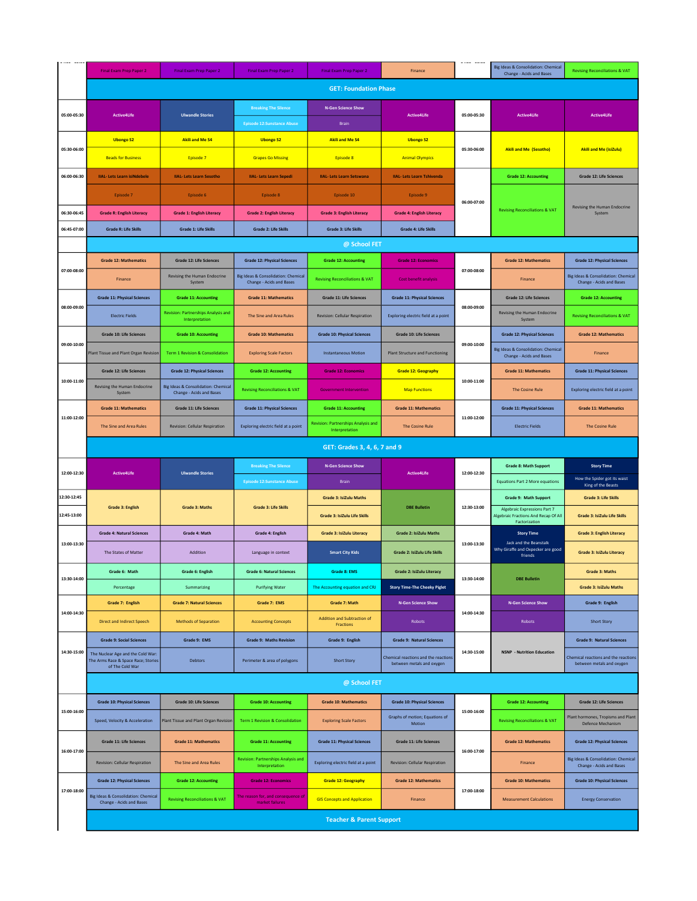| | | | | | | | | |
|---|---|---|---|---|---|---|---|---|
| | Final Exam Prep Paper 2 | Final Exam Prep Paper 2 | Final Exam Prep Paper 2 | Final Exam Prep Paper 2 | Finance | | Big Ideas & Consolidation: Chemical Change - Acids and Bases | Revising Reconciliations & VAT |
| **GET: Foundation Phase** | | | | | | | | |
| 05:00-05:30 | Active4Life | Ulwandle Stories | Breaking The Silence / Episode 12:Sunstance Abuse | N-Gen Science Show / Brain | Active4Life | 05:00-05:30 | Active4Life | Active4Life |
| 05:30-06:00 | Ubongo S2 / Beads for Business | Akili and Me S4 / Episode 7 | Ubongo S2 / Grapes Go Missing | Akili and Me S4 / Episode 8 | Ubongo S2 / Animal Olympics | 05:30-06:00 | Akili and Me (Sesotho) | Akili and Me (isiZulu) |
| 06:00-06:30 | IIAL- Lets Learn isiNdebele / Episode 7 | IIAL- Lets Learn Sesotho / Episode 6 | IIAL- Lets Learn Sepedi / Episode 8 | IIAL- Lets Learn Setswana / Episode 10 | IIAL- Lets Learn Tshivenda / Episode 9 | 06:00-07:00 | Grade 12: Accounting / Revising Reconciliations & VAT | Grade 12: Life Sciences / Revising the Human Endocrine System |
| 06:30-06:45 | Grade R: English Literacy | Grade 1: English Literacy | Grade 2: English Literacy | Grade 3: English Literacy | Grade 4: English Literacy | | | |
| 06:45-07:00 | Grade R: Life Skills | Grade 1: Life Skills | Grade 2: Life Skills | Grade 3: Life Skills | Grade 4: Life Skills | | | |
| **@ School FET** | | | | | | | | |
| 07:00-08:00 | Grade 12: Mathematics / Finance | Grade 12: Life Sciences / Revising the Human Endocrine System | Grade 12: Physical Sciences / Big Ideas & Consolidation: Chemical Change - Acids and Bases | Grade 12: Accounting / Revising Reconciliations & VAT | Grade 12: Economics / Cost benefit analysis | 07:00-08:00 | Grade 12: Mathematics / Finance | Grade 12: Physical Sciences / Big Ideas & Consolidation: Chemical Change - Acids and Bases |
| 08:00-09:00 | Grade 11: Physical Sciences / Electric Fields | Grade 11: Accounting / Revision: Partnerships Analysis and Interpretation | Grade 11: Mathematics / The Sine and Area Rules | Grade 11: Life Sciences / Revision: Cellular Respiration | Grade 11: Physical Sciences / Exploring electric field at a point | 08:00-09:00 | Grade 12: Life Sciences / Revising the Human Endocrine System | Grade 12: Accounting / Revising Reconciliations & VAT |
| 09:00-10:00 | Grade 10: Life Sciences / Plant Tissue and Plant Organ Revision | Grade 10: Accounting / Term 1 Revision & Consolidation | Grade 10: Mathematics / Exploring Scale Factors | Grade 10: Physical Sciences / Instantaneous Motion | Grade 10: Life Sciences / Plant Structure and Functioning | 09:00-10:00 | Grade 12: Physical Sciences / Big Ideas & Consolidation: Chemical Change - Acids and Bases | Grade 12: Mathematics / Finance |
| 10:00-11:00 | Grade 12: Life Sciences / Revising the Human Endocrine System | Grade 12: Physical Sciences / Big Ideas & Consolidation: Chemical Change - Acids and Bases | Grade 12: Accounting / Revising Reconciliations & VAT | Grade 12: Economics / Government Intervention | Grade 12: Geography / Map Functions | 10:00-11:00 | Grade 11: Mathematics / The Cosine Rule | Grade 11: Physical Sciences / Exploring electric field at a point |
| 11:00-12:00 | Grade 11: Mathematics / The Sine and Area Rules | Grade 11: Life Sciences / Revision: Cellular Respiration | Grade 11: Physical Sciences / Exploring electric field at a point | Grade 11: Accounting / Revision: Partnerships Analysis and Interpretation | Grade 11: Mathematics / The Cosine Rule | 11:00-12:00 | Grade 11: Physical Sciences / Electric Fields | Grade 11: Mathematics / The Cosine Rule |
| **GET: Grades 3, 4, 6, 7 and 9** | | | | | | | | |
| 12:00-12:30 | Active4Life | Ulwandle Stories | Breaking The Silence / Episode 12:Sunstance Abuse | N-Gen Science Show / Brain | Active4Life | 12:00-12:30 | Grade 8: Math Support / Equations Part 2 More equations | Story Time / How the Spider got its waist King of the Beasts |
| 12:30-12:45 | Grade 3: English | Grade 3: Maths | Grade 3: Life Skills | Grade 3: IsiZulu Maths | DBE Bulletin | 12:30-13:00 | Grade 9: Math Support / Algebraic Expressions Part 7 Algebraic Fractions And Recap Of All Factorization | Grade 3: Life Skills |
| 12:45-13:00 | | | | Grade 3: IsiZulu Life Skills | | | | Grade 3: IsiZulu Life Skills |
| 13:00-13:30 | Grade 4: Natural Sciences / The States of Matter | Grade 4: Math / Addition | Grade 4: English / Language in context | Grade 3: IsiZulu Literacy / Smart City Kids | Grade 2: IsiZulu Maths / Grade 2: IsiZulu Life Skills | 13:00-13:30 | Story Time / Jack and the Beanstalk Why Giraffe and Oxpecker are good friends | Grade 3: English Literacy / Grade 3: IsiZulu Literacy |
| 13:30-14:00 | Grade 6: Math / Percentage | Grade 6: English / Summarizing | Grade 6: Natural Sciences / Purifying Water | Grade 8: EMS / The Accounting equation and CRJ | Grade 2: IsiZulu Literacy / Story Time-The Cheeky Piglet | 13:30-14:00 | DBE Bulletin | Grade 3: Maths / Grade 3: IsiZulu Maths |
| 14:00-14:30 | Grade 7: English / Direct and Indirect Speech | Grade 7: Natural Sciences / Methods of Separation | Grade 7: EMS / Accounting Concepts | Grade 7: Math / Addition and Subtraction of Fractions | N-Gen Science Show / Robots | 14:00-14:30 | N-Gen Science Show / Robots | Grade 9: English / Short Story |
| 14:30-15:00 | Grade 9: Social Sciences / The Nuclear Age and the Cold War: The Arms Race & Space Race; Stories of The Cold War | Grade 9: EMS / Debtors | Grade 9: Maths Revision / Perimeter & area of polygons | Grade 9: English / Short Story | Grade 9: Natural Sciences / Chemical reactions and the reactions between metals and oxygen | 14:30-15:00 | NSNP - Nutrition Education | Grade 9: Natural Sciences / Chemical reactions and the reactions between metals and oxygen |
| **@ School FET** | | | | | | | | |
| 15:00-16:00 | Grade 10: Physical Sciences / Speed, Velocity & Acceleration | Grade 10: Life Sciences / Plant Tissue and Plant Organ Revision | Grade 10: Accounting / Term 1 Revision & Consolidation | Grade 10: Mathematics / Exploring Scale Factors | Grade 10: Physical Sciences / Graphs of motion; Equations of Motion | 15:00-16:00 | Grade 12: Accounting / Revising Reconciliations & VAT | Grade 12: Life Sciences / Plant hormones, Tropisms and Plant Defence Mechanism |
| 16:00-17:00 | Grade 11: Life Sciences / Revision: Cellular Respiration | Grade 11: Mathematics / The Sine and Area Rules | Grade 11: Accounting / Revision: Partnerships Analysis and Interpretation | Grade 11: Physical Sciences / Exploring electric field at a point | Grade 11: Life Sciences / Revision: Cellular Respiration | 16:00-17:00 | Grade 12: Mathematics / Finance | Grade 12: Physical Sciences / Big Ideas & Consolidation: Chemical Change - Acids and Bases |
| 17:00-18:00 | Grade 12: Physical Sciences / Big Ideas & Consolidation: Chemical Change - Acids and Bases | Grade 12: Accounting / Revising Reconciliations & VAT | Grade 12: Economics / The reason for, and consequence of market failures | Grade 12: Geography / GIS Concepts and Application | Grade 12: Mathematics / Finance | 17:00-18:00 | Grade 10: Mathematics / Measurement Calculations | Grade 10: Physical Sciences / Energy Conservation |
| **Teacher & Parent Support** | | | | | | | | |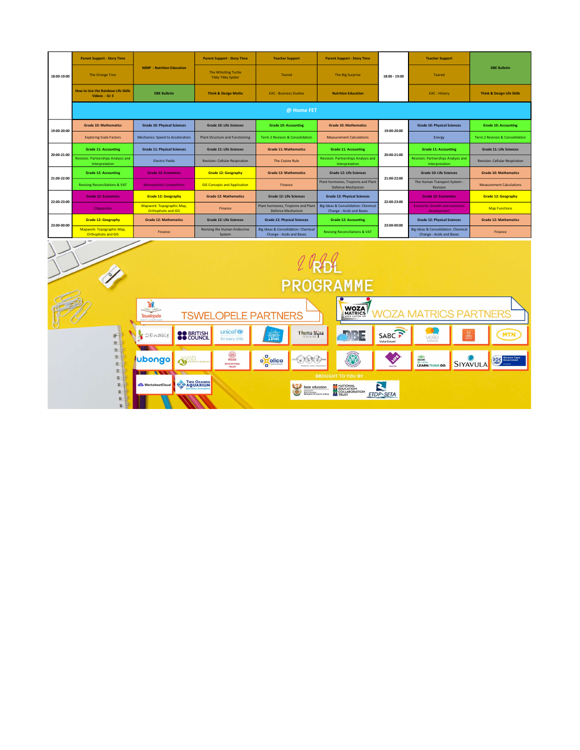| | | | | | | | | |
|---|---|---|---|---|---|---|---|---|
| 18:00-19:00 | **Parent Support - Story Time**<br>The Orange Tree | **NSNP - Nutrition Education** | **Parent Support - Story Time**<br>The Whistling Turtle Tikky Tikky Spider | **Teacher Support**<br>Teared | **Parent Support - Story Time**<br>The Big Surprise | 18:00 - 19:00 | **Teacher Support**<br>Teared | **DBE Bulletin** |
| | **How to Use the Rainbow Life Skills Videos - Gr 3** | **DBE Bulletin** | **Think & Design Maths** | EAC - Business Studies | **Nutrition Education** | | EAC - History | **Think & Design Life Skills** |
| | **@ Home FET** | | | | | | | |
| 19:00-20:00 | **Grade 10: Mathematics**<br>Exploring Scale Factors | **Grade 10: Physical Sciences**<br>Mechanics: Speed to Acceleration | **Grade 10: Life Sciences**<br>Plant Structure and Functioning | **Grade 10: Accounting**<br>Term 2 Revision & Consolidation | **Grade 10: Mathematics**<br>Measurement Calculations | 19:00-20:00 | **Grade 10: Physical Sciences**<br>Energy | **Grade 10: Accounting**<br>Term 2 Revision & Consolidation |
| 20:00-21:00 | **Grade 11: Accounting**<br>Revision: Partnerships Analysis and Interpretation | **Grade 11: Physical Sciences**<br>Electric Fields | **Grade 11: Life Sciences**<br>Revision: Cellular Respiration | **Grade 11: Mathematics**<br>The Cosine Rule | **Grade 11: Accounting**<br>Revision: Partnerships Analysis and Interpretation | 20:00-21:00 | **Grade 11: Accounting**<br>Revision: Partnerships Analysis and Interpretation | **Grade 11: Life Sciences**<br>Revision: Cellular Respiration |
| 21:00-22:00 | **Grade 12: Accounting**<br>Revising Reconciliations & VAT | **Grade 12: Economics**<br>Monopolistic Competition | **Grade 12: Geography**<br>GIS Concepts and Application | **Grade 12: Mathematics**<br>Finance | **Grade 12: Life Sciences**<br>Plant hormones, Tropisms and Plant Defence Mechanism | 21:00-22:00 | **Grade 10: Life Sciences**<br>The Human Transport System - Revision | **Grade 10: Mathematics**<br>Measurement Calculations |
| 22:00-23:00 | **Grade 12: Economics**<br>Oligopolies | **Grade 12: Geography**<br>Mapwork: Topographic Map, Orthophoto and GIS | **Grade 12: Mathematics**<br>Finance | **Grade 12: Life Sciences**<br>Plant hormones, Tropisms and Plant Defence Mechanism | **Grade 12: Physical Sciences**<br>Big Ideas & Consolidation: Chemical Change - Acids and Bases | 22:00-23:00 | **Grade 12: Economics**<br>Economic Growth and economic development | **Grade 12: Geography**<br>Map Functions |
| 23:00-00:00 | **Grade 12: Geography**<br>Mapwork: Topographic Map, Orthophoto and GIS | **Grade 12: Mathematics**<br>Finance | **Grade 12: Life Sciences**<br>Revising the Human Endocrine System | **Grade 12: Physical Sciences**<br>Big Ideas & Consolidation: Chemical Change - Acids and Bases | **Grade 12: Accounting**<br>Revising Reconciliations & VAT | 23:00-00:00 | **Grade 12: Physical Sciences**<br>Big Ideas & Consolidation: Chemical Change - Acids and Bases | **Grade 12: Mathematics**<br>Finance |

# 2022 RDL PROGRAMME

## TSWELOPELE PARTNERS

## WOZA MATRICS PARTNERS

BROUGHT TO YOU BY